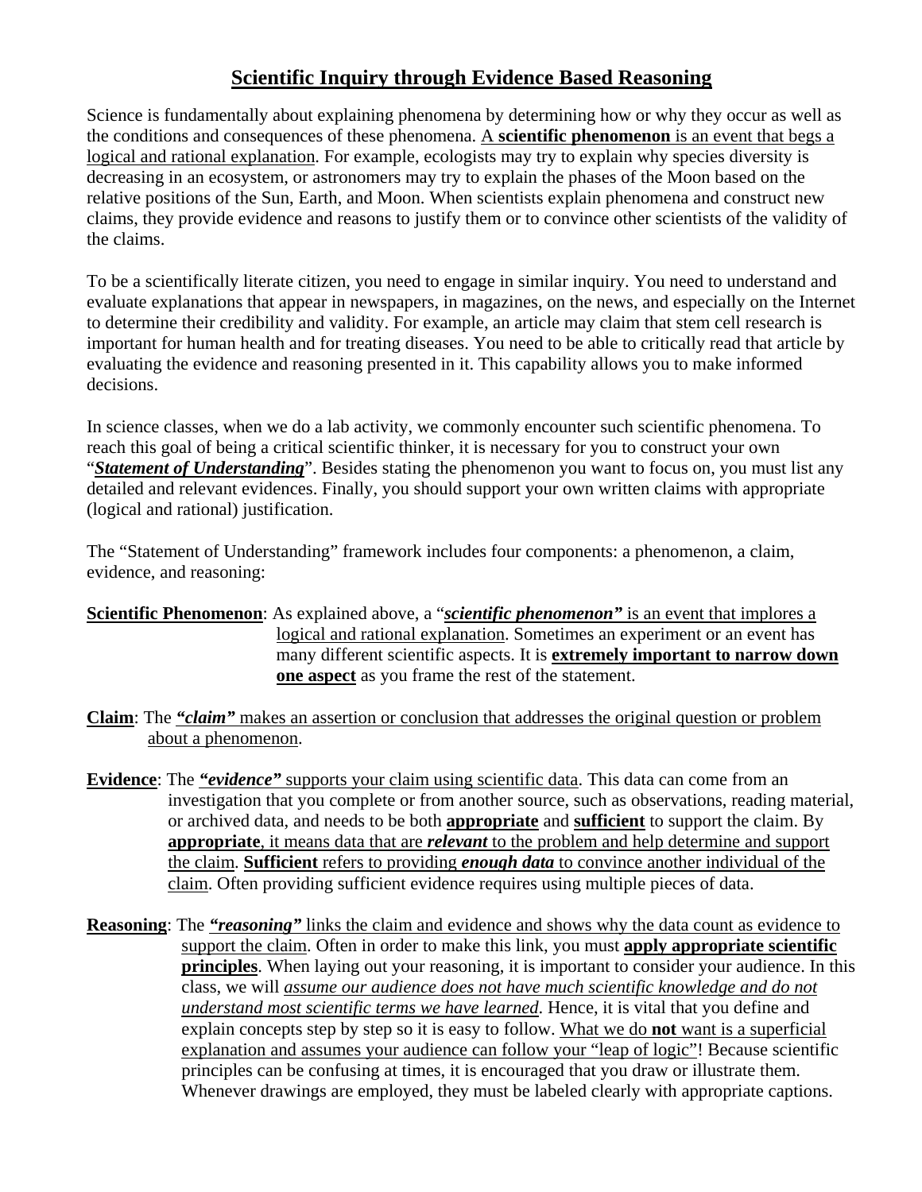# Scientific Inquiry through Evidence Based Reasoning

Science is fundamentally about explaining phenomena by determining how or why they occur as well as the conditions and consequences of these phenomena. A **scientific phenomenon** is an event that begs a logical and rational explanation. For example, ecologists may try to explain why species diversity is decreasing in an ecosystem, or astronomers may try to explain the phases of the Moon based on the relative positions of the Sun, Earth, and Moon. When scientists explain phenomena and construct new claims, they provide evidence and reasons to justify them or to convince other scientists of the validity of the claims.

To be a scientifically literate citizen, you need to engage in similar inquiry. You need to understand and evaluate explanations that appear in newspapers, in magazines, on the news, and especially on the Internet to determine their credibility and validity. For example, an article may claim that stem cell research is important for human health and for treating diseases. You need to be able to critically read that article by evaluating the evidence and reasoning presented in it. This capability allows you to make informed decisions.

In science classes, when we do a lab activity, we commonly encounter such scientific phenomena. To reach this goal of being a critical scientific thinker, it is necessary for you to construct your own "***Statement of Understanding***". Besides stating the phenomenon you want to focus on, you must list any detailed and relevant evidences. Finally, you should support your own written claims with appropriate (logical and rational) justification.

The "Statement of Understanding" framework includes four components: a phenomenon, a claim, evidence, and reasoning:

**Scientific Phenomenon**: As explained above, a "***scientific phenomenon***" is an event that implores a logical and rational explanation. Sometimes an experiment or an event has many different scientific aspects. It is **extremely important to narrow down one aspect** as you frame the rest of the statement.

**Claim**: The ***"claim"*** makes an assertion or conclusion that addresses the original question or problem about a phenomenon.

**Evidence**: The ***"evidence"*** supports your claim using scientific data. This data can come from an investigation that you complete or from another source, such as observations, reading material, or archived data, and needs to be both **appropriate** and **sufficient** to support the claim. By **appropriate**, it means data that are ***relevant*** to the problem and help determine and support the claim. **Sufficient** refers to providing ***enough data*** to convince another individual of the claim. Often providing sufficient evidence requires using multiple pieces of data.

**Reasoning**: The ***"reasoning"*** links the claim and evidence and shows why the data count as evidence to support the claim. Often in order to make this link, you must **apply appropriate scientific principles**. When laying out your reasoning, it is important to consider your audience. In this class, we will *assume our audience does not have much scientific knowledge and do not understand most scientific terms we have learned*. Hence, it is vital that you define and explain concepts step by step so it is easy to follow. What we do **not** want is a superficial explanation and assumes your audience can follow your "leap of logic"! Because scientific principles can be confusing at times, it is encouraged that you draw or illustrate them. Whenever drawings are employed, they must be labeled clearly with appropriate captions.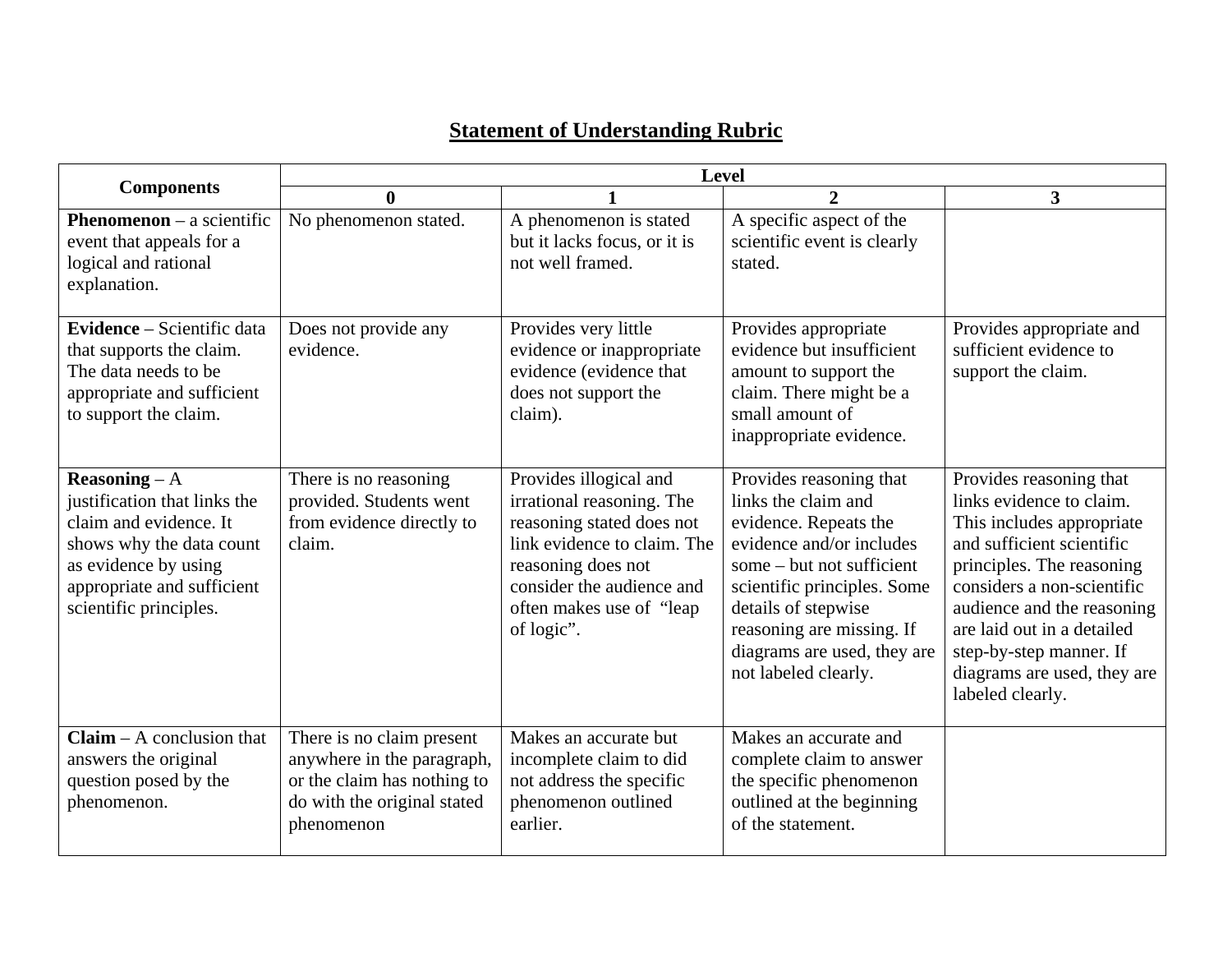# Statement of Understanding Rubric

| Components | Level | | | |
|---|---|---|---|---|
| | **0** | **1** | **2** | **3** |
| **Phenomenon** – a scientific event that appeals for a logical and rational explanation. | No phenomenon stated. | A phenomenon is stated but it lacks focus, or it is not well framed. | A specific aspect of the scientific event is clearly stated. | |
| **Evidence** – Scientific data that supports the claim. The data needs to be appropriate and sufficient to support the claim. | Does not provide any evidence. | Provides very little evidence or inappropriate evidence (evidence that does not support the claim). | Provides appropriate evidence but insufficient amount to support the claim. There might be a small amount of inappropriate evidence. | Provides appropriate and sufficient evidence to support the claim. |
| **Reasoning** – A justification that links the claim and evidence. It shows why the data count as evidence by using appropriate and sufficient scientific principles. | There is no reasoning provided. Students went from evidence directly to claim. | Provides illogical and irrational reasoning. The reasoning stated does not link evidence to claim. The reasoning does not consider the audience and often makes use of "leap of logic". | Provides reasoning that links the claim and evidence. Repeats the evidence and/or includes some – but not sufficient scientific principles. Some details of stepwise reasoning are missing. If diagrams are used, they are not labeled clearly. | Provides reasoning that links evidence to claim. This includes appropriate and sufficient scientific principles. The reasoning considers a non-scientific audience and the reasoning are laid out in a detailed step-by-step manner. If diagrams are used, they are labeled clearly. |
| **Claim** – A conclusion that answers the original question posed by the phenomenon. | There is no claim present anywhere in the paragraph, or the claim has nothing to do with the original stated phenomenon | Makes an accurate but incomplete claim to did not address the specific phenomenon outlined earlier. | Makes an accurate and complete claim to answer the specific phenomenon outlined at the beginning of the statement. | |